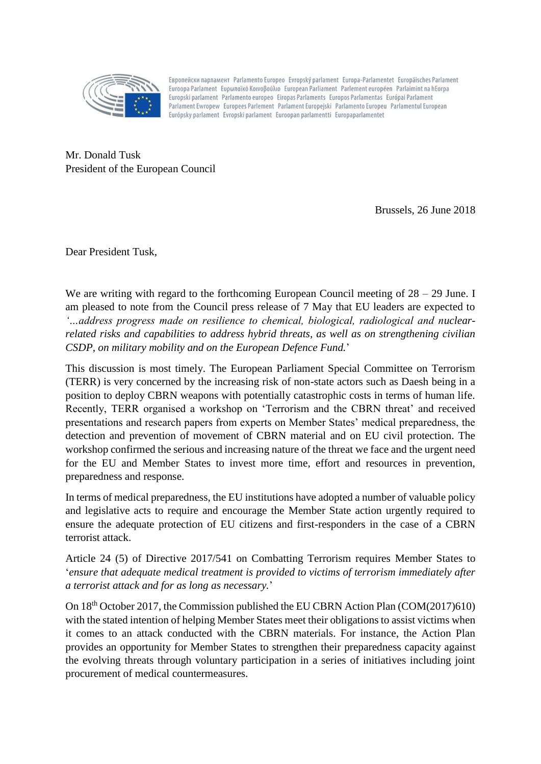Европейски парламент Parlamento Europeo Evropský parlament Europa-Parlamentet Europäisches Parlament Euroopa Parlament Ευρωπαϊκό Κοινοβούλιο European Parliament Parlement européen Parlaimint na hEorpa Europski parlament Parlamento europeo Eiropas Parlaments Europos Parlamentas Európai Parlament Parlament Ewropew Europees Parlement Parlament Europejski Parlamento Europeu Parlamentul European Európsky parlament Evropski parlament Euroopan parlamentti Europaparlamentet

Mr. Donald Tusk
President of the European Council

Brussels, 26 June 2018

Dear President Tusk,

We are writing with regard to the forthcoming European Council meeting of 28 – 29 June. I am pleased to note from the Council press release of 7 May that EU leaders are expected to '*...address progress made on resilience to chemical, biological, radiological and nuclear-related risks and capabilities to address hybrid threats, as well as on strengthening civilian CSDP, on military mobility and on the European Defence Fund.*'

This discussion is most timely. The European Parliament Special Committee on Terrorism (TERR) is very concerned by the increasing risk of non-state actors such as Daesh being in a position to deploy CBRN weapons with potentially catastrophic costs in terms of human life. Recently, TERR organised a workshop on 'Terrorism and the CBRN threat' and received presentations and research papers from experts on Member States' medical preparedness, the detection and prevention of movement of CBRN material and on EU civil protection. The workshop confirmed the serious and increasing nature of the threat we face and the urgent need for the EU and Member States to invest more time, effort and resources in prevention, preparedness and response.

In terms of medical preparedness, the EU institutions have adopted a number of valuable policy and legislative acts to require and encourage the Member State action urgently required to ensure the adequate protection of EU citizens and first-responders in the case of a CBRN terrorist attack.

Article 24 (5) of Directive 2017/541 on Combatting Terrorism requires Member States to '*ensure that adequate medical treatment is provided to victims of terrorism immediately after a terrorist attack and for as long as necessary.*'

On 18th October 2017, the Commission published the EU CBRN Action Plan (COM(2017)610) with the stated intention of helping Member States meet their obligations to assist victims when it comes to an attack conducted with the CBRN materials. For instance, the Action Plan provides an opportunity for Member States to strengthen their preparedness capacity against the evolving threats through voluntary participation in a series of initiatives including joint procurement of medical countermeasures.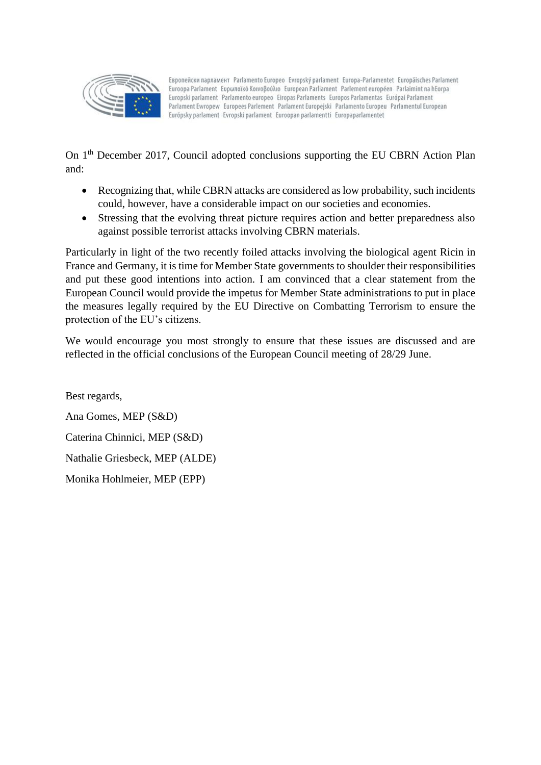On 1[th] December 2017, Council adopted conclusions supporting the EU CBRN Action Plan and:

- Recognizing that, while CBRN attacks are considered as low probability, such incidents could, however, have a considerable impact on our societies and economies.
- Stressing that the evolving threat picture requires action and better preparedness also against possible terrorist attacks involving CBRN materials.

Particularly in light of the two recently foiled attacks involving the biological agent Ricin in France and Germany, it is time for Member State governments to shoulder their responsibilities and put these good intentions into action. I am convinced that a clear statement from the European Council would provide the impetus for Member State administrations to put in place the measures legally required by the EU Directive on Combatting Terrorism to ensure the protection of the EU's citizens.

We would encourage you most strongly to ensure that these issues are discussed and are reflected in the official conclusions of the European Council meeting of 28/29 June.

Best regards,

Ana Gomes, MEP (S&D)

Caterina Chinnici, MEP (S&D)

Nathalie Griesbeck, MEP (ALDE)

Monika Hohlmeier, MEP (EPP)